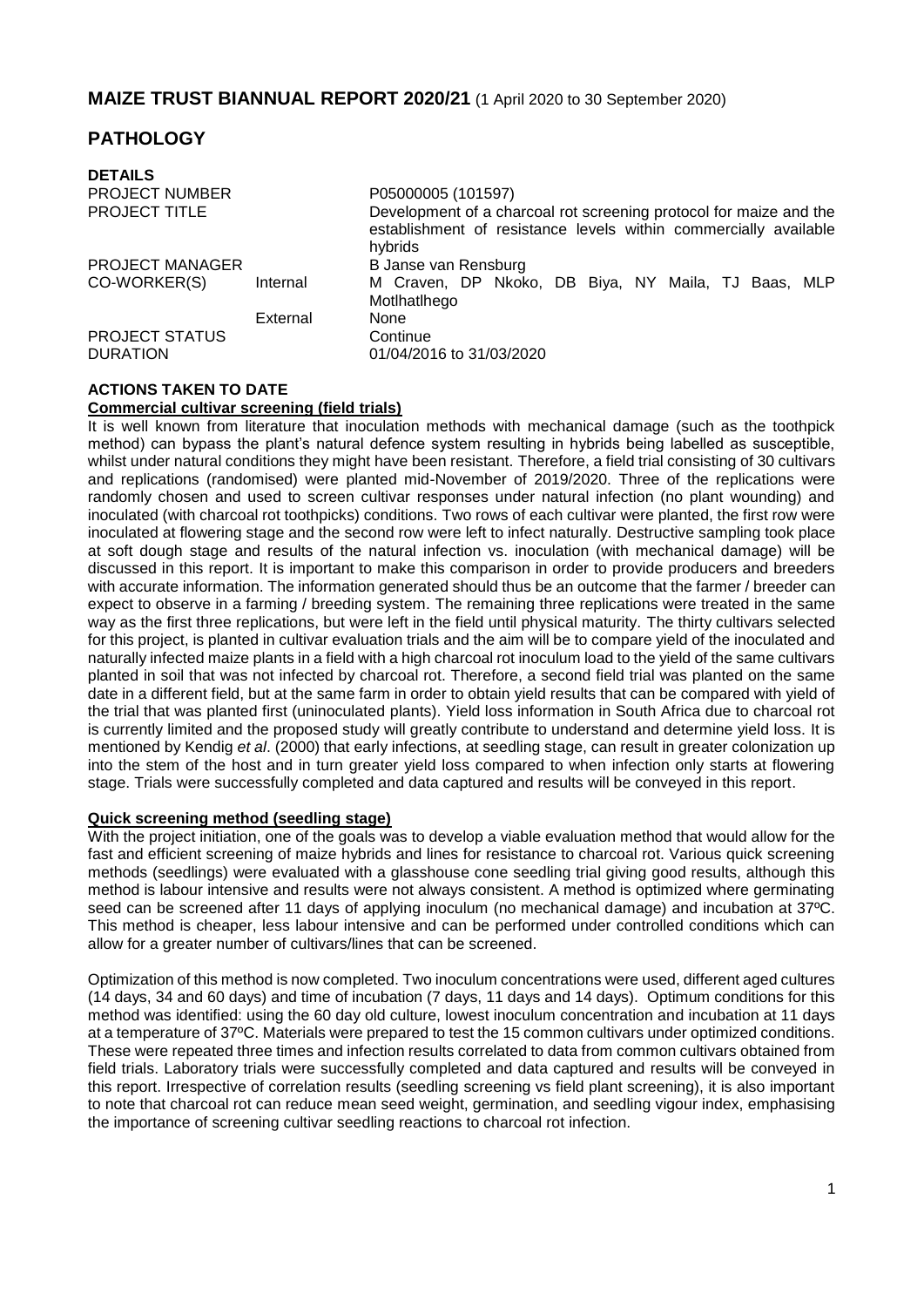# MAIZE TRUST BIANNUAL REPORT 2020/21 (1 April 2020 to 30 September 2020)

# PATHOLOGY

**DETAILS**

| | | |
|---|---|---|
| PROJECT NUMBER | | P05000005 (101597) |
| PROJECT TITLE | | Development of a charcoal rot screening protocol for maize and the establishment of resistance levels within commercially available hybrids |
| PROJECT MANAGER | | B Janse van Rensburg |
| CO-WORKER(S) | Internal | M Craven, DP Nkoko, DB Biya, NY Maila, TJ Baas, MLP Motlhatlhego |
| | External | None |
| PROJECT STATUS | | Continue |
| DURATION | | 01/04/2016 to 31/03/2020 |

**ACTIONS TAKEN TO DATE**

**Commercial cultivar screening (field trials)**

It is well known from literature that inoculation methods with mechanical damage (such as the toothpick method) can bypass the plant's natural defence system resulting in hybrids being labelled as susceptible, whilst under natural conditions they might have been resistant. Therefore, a field trial consisting of 30 cultivars and replications (randomised) were planted mid-November of 2019/2020. Three of the replications were randomly chosen and used to screen cultivar responses under natural infection (no plant wounding) and inoculated (with charcoal rot toothpicks) conditions. Two rows of each cultivar were planted, the first row were inoculated at flowering stage and the second row were left to infect naturally. Destructive sampling took place at soft dough stage and results of the natural infection vs. inoculation (with mechanical damage) will be discussed in this report. It is important to make this comparison in order to provide producers and breeders with accurate information. The information generated should thus be an outcome that the farmer / breeder can expect to observe in a farming / breeding system. The remaining three replications were treated in the same way as the first three replications, but were left in the field until physical maturity. The thirty cultivars selected for this project, is planted in cultivar evaluation trials and the aim will be to compare yield of the inoculated and naturally infected maize plants in a field with a high charcoal rot inoculum load to the yield of the same cultivars planted in soil that was not infected by charcoal rot. Therefore, a second field trial was planted on the same date in a different field, but at the same farm in order to obtain yield results that can be compared with yield of the trial that was planted first (uninoculated plants). Yield loss information in South Africa due to charcoal rot is currently limited and the proposed study will greatly contribute to understand and determine yield loss. It is mentioned by Kendig *et al*. (2000) that early infections, at seedling stage, can result in greater colonization up into the stem of the host and in turn greater yield loss compared to when infection only starts at flowering stage. Trials were successfully completed and data captured and results will be conveyed in this report.

**Quick screening method (seedling stage)**

With the project initiation, one of the goals was to develop a viable evaluation method that would allow for the fast and efficient screening of maize hybrids and lines for resistance to charcoal rot. Various quick screening methods (seedlings) were evaluated with a glasshouse cone seedling trial giving good results, although this method is labour intensive and results were not always consistent. A method is optimized where germinating seed can be screened after 11 days of applying inoculum (no mechanical damage) and incubation at 37ºC. This method is cheaper, less labour intensive and can be performed under controlled conditions which can allow for a greater number of cultivars/lines that can be screened.

Optimization of this method is now completed. Two inoculum concentrations were used, different aged cultures (14 days, 34 and 60 days) and time of incubation (7 days, 11 days and 14 days). Optimum conditions for this method was identified: using the 60 day old culture, lowest inoculum concentration and incubation at 11 days at a temperature of 37ºC. Materials were prepared to test the 15 common cultivars under optimized conditions. These were repeated three times and infection results correlated to data from common cultivars obtained from field trials. Laboratory trials were successfully completed and data captured and results will be conveyed in this report. Irrespective of correlation results (seedling screening vs field plant screening), it is also important to note that charcoal rot can reduce mean seed weight, germination, and seedling vigour index, emphasising the importance of screening cultivar seedling reactions to charcoal rot infection.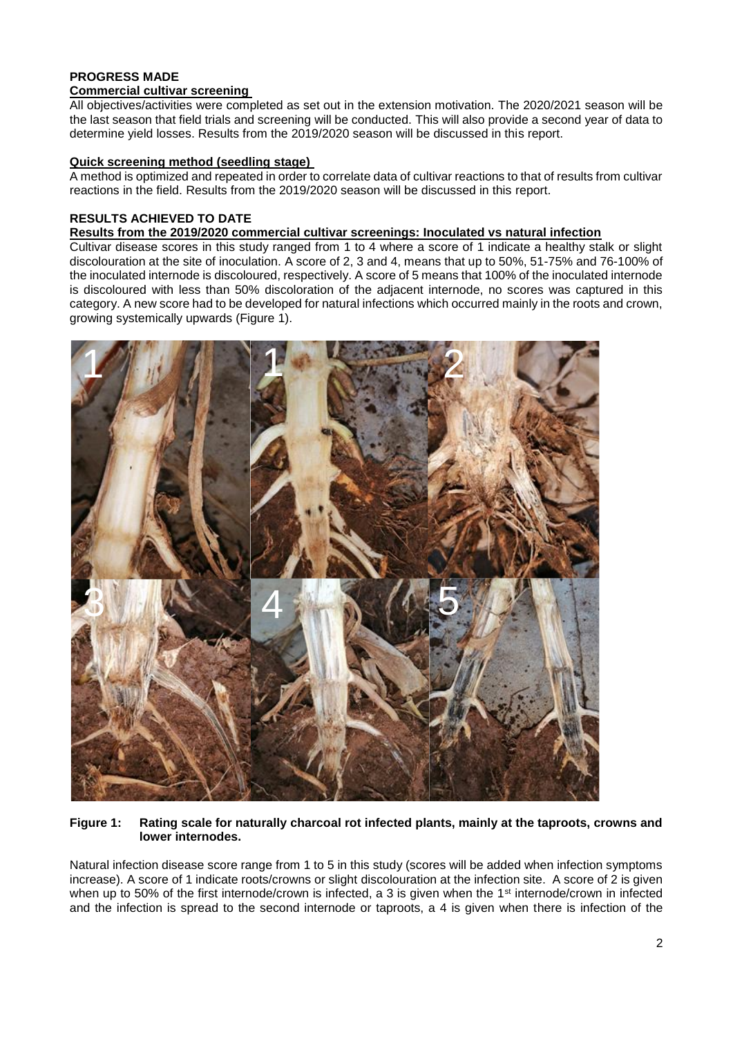**PROGRESS MADE**

**Commercial cultivar screening**

All objectives/activities were completed as set out in the extension motivation. The 2020/2021 season will be the last season that field trials and screening will be conducted. This will also provide a second year of data to determine yield losses. Results from the 2019/2020 season will be discussed in this report.

**Quick screening method (seedling stage)**

A method is optimized and repeated in order to correlate data of cultivar reactions to that of results from cultivar reactions in the field. Results from the 2019/2020 season will be discussed in this report.

**RESULTS ACHIEVED TO DATE**

**Results from the 2019/2020 commercial cultivar screenings: Inoculated vs natural infection**

Cultivar disease scores in this study ranged from 1 to 4 where a score of 1 indicate a healthy stalk or slight discolouration at the site of inoculation. A score of 2, 3 and 4, means that up to 50%, 51-75% and 76-100% of the inoculated internode is discoloured, respectively. A score of 5 means that 100% of the inoculated internode is discoloured with less than 50% discoloration of the adjacent internode, no scores was captured in this category. A new score had to be developed for natural infections which occurred mainly in the roots and crown, growing systemically upwards (Figure 1).

**Figure 1: Rating scale for naturally charcoal rot infected plants, mainly at the taproots, crowns and lower internodes.**

Natural infection disease score range from 1 to 5 in this study (scores will be added when infection symptoms increase). A score of 1 indicate roots/crowns or slight discolouration at the infection site. A score of 2 is given when up to 50% of the first internode/crown is infected, a 3 is given when the 1st internode/crown in infected and the infection is spread to the second internode or taproots, a 4 is given when there is infection of the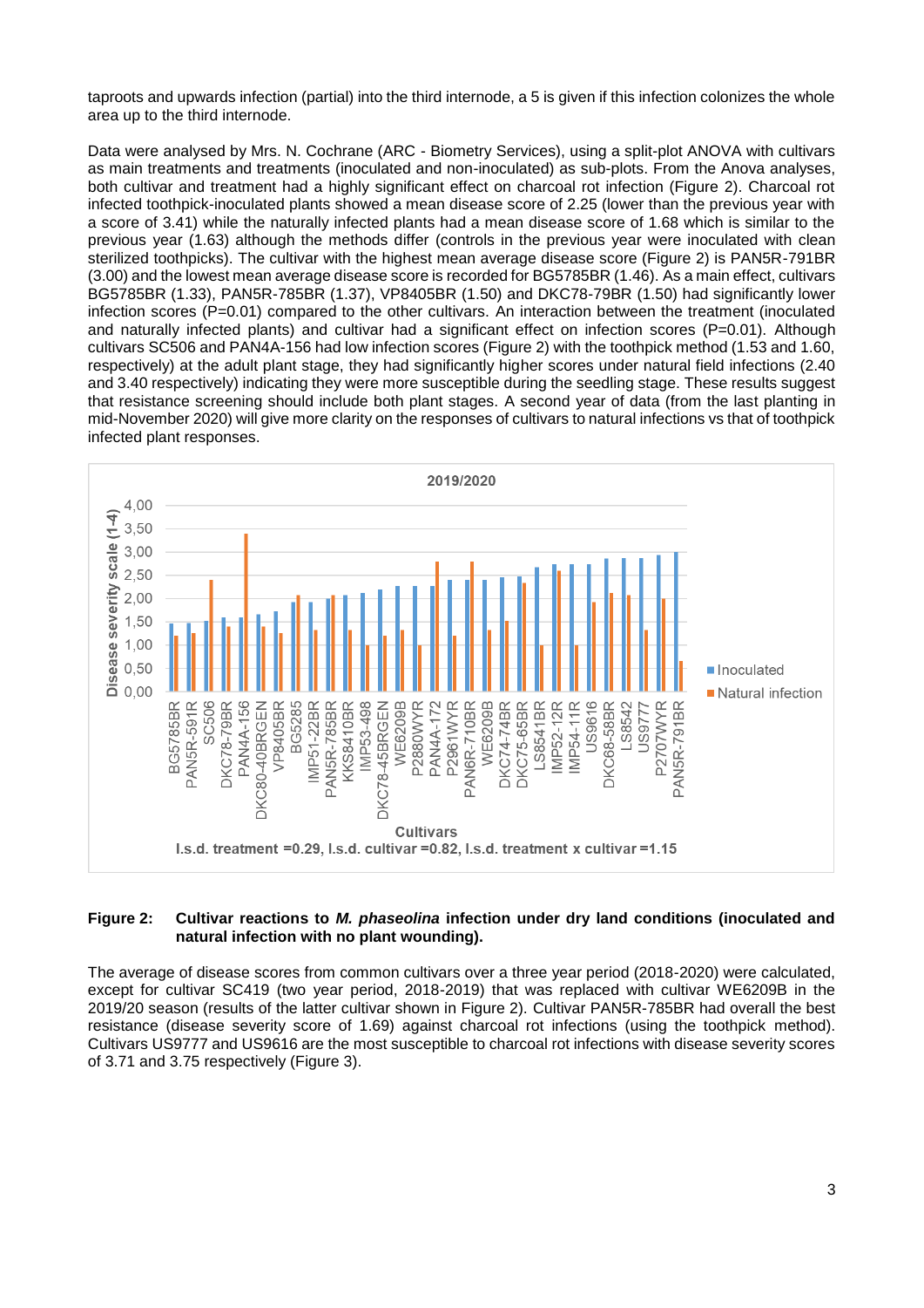taproots and upwards infection (partial) into the third internode, a 5 is given if this infection colonizes the whole area up to the third internode.

Data were analysed by Mrs. N. Cochrane (ARC - Biometry Services), using a split-plot ANOVA with cultivars as main treatments and treatments (inoculated and non-inoculated) as sub-plots. From the Anova analyses, both cultivar and treatment had a highly significant effect on charcoal rot infection (Figure 2). Charcoal rot infected toothpick-inoculated plants showed a mean disease score of 2.25 (lower than the previous year with a score of 3.41) while the naturally infected plants had a mean disease score of 1.68 which is similar to the previous year (1.63) although the methods differ (controls in the previous year were inoculated with clean sterilized toothpicks). The cultivar with the highest mean average disease score (Figure 2) is PAN5R-791BR (3.00) and the lowest mean average disease score is recorded for BG5785BR (1.46). As a main effect, cultivars BG5785BR (1.33), PAN5R-785BR (1.37), VP8405BR (1.50) and DKC78-79BR (1.50) had significantly lower infection scores (P=0.01) compared to the other cultivars. An interaction between the treatment (inoculated and naturally infected plants) and cultivar had a significant effect on infection scores (P=0.01). Although cultivars SC506 and PAN4A-156 had low infection scores (Figure 2) with the toothpick method (1.53 and 1.60, respectively) at the adult plant stage, they had significantly higher scores under natural field infections (2.40 and 3.40 respectively) indicating they were more susceptible during the seedling stage. These results suggest that resistance screening should include both plant stages. A second year of data (from the last planting in mid-November 2020) will give more clarity on the responses of cultivars to natural infections vs that of toothpick infected plant responses.

**Figure 2: Cultivar reactions to *M. phaseolina* infection under dry land conditions (inoculated and natural infection with no plant wounding).**

The average of disease scores from common cultivars over a three year period (2018-2020) were calculated, except for cultivar SC419 (two year period, 2018-2019) that was replaced with cultivar WE6209B in the 2019/20 season (results of the latter cultivar shown in Figure 2). Cultivar PAN5R-785BR had overall the best resistance (disease severity score of 1.69) against charcoal rot infections (using the toothpick method). Cultivars US9777 and US9616 are the most susceptible to charcoal rot infections with disease severity scores of 3.71 and 3.75 respectively (Figure 3).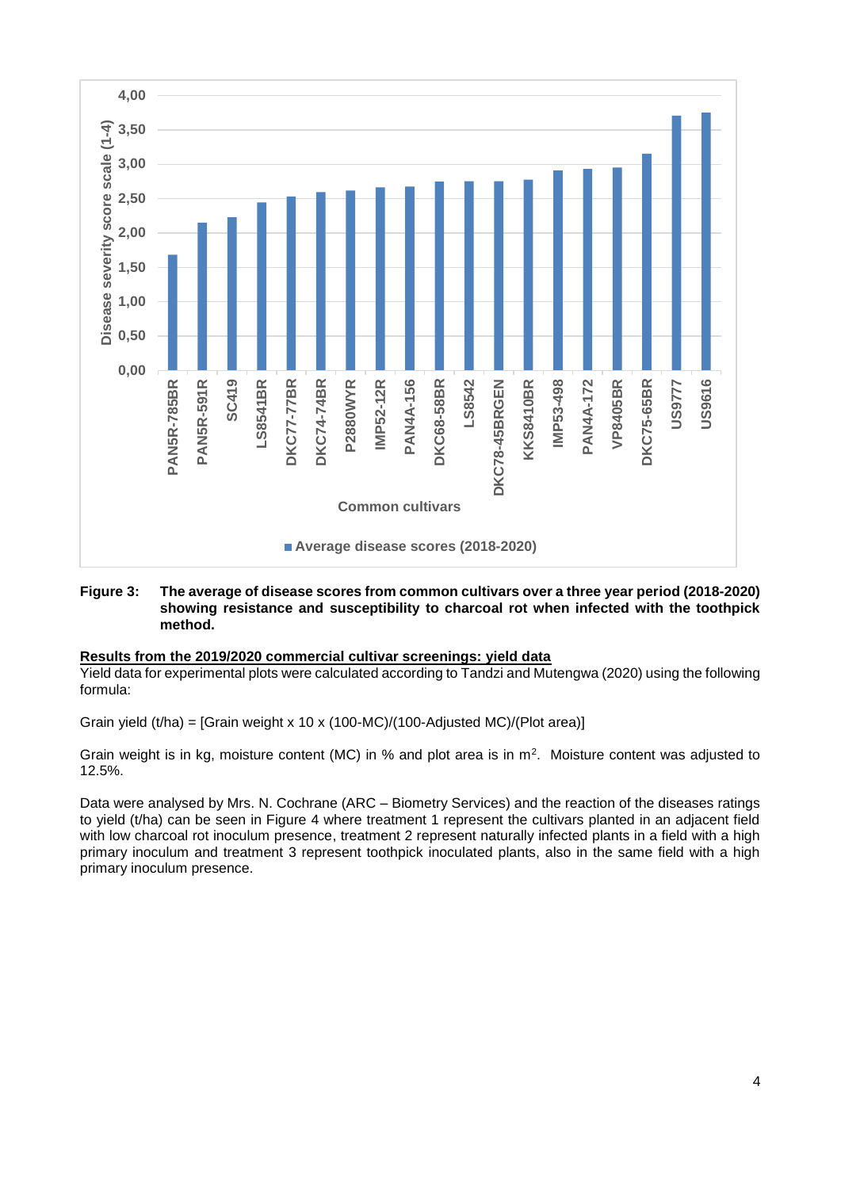**Figure 3: The average of disease scores from common cultivars over a three year period (2018-2020) showing resistance and susceptibility to charcoal rot when infected with the toothpick method.**

**Results from the 2019/2020 commercial cultivar screenings: yield data**

Yield data for experimental plots were calculated according to Tandzi and Mutengwa (2020) using the following formula:

Grain yield (t/ha) = [Grain weight x 10 x (100-MC)/(100-Adjusted MC)/(Plot area)]

Grain weight is in kg, moisture content (MC) in % and plot area is in $m^2$. Moisture content was adjusted to 12.5%.

Data were analysed by Mrs. N. Cochrane (ARC – Biometry Services) and the reaction of the diseases ratings to yield (t/ha) can be seen in Figure 4 where treatment 1 represent the cultivars planted in an adjacent field with low charcoal rot inoculum presence, treatment 2 represent naturally infected plants in a field with a high primary inoculum and treatment 3 represent toothpick inoculated plants, also in the same field with a high primary inoculum presence.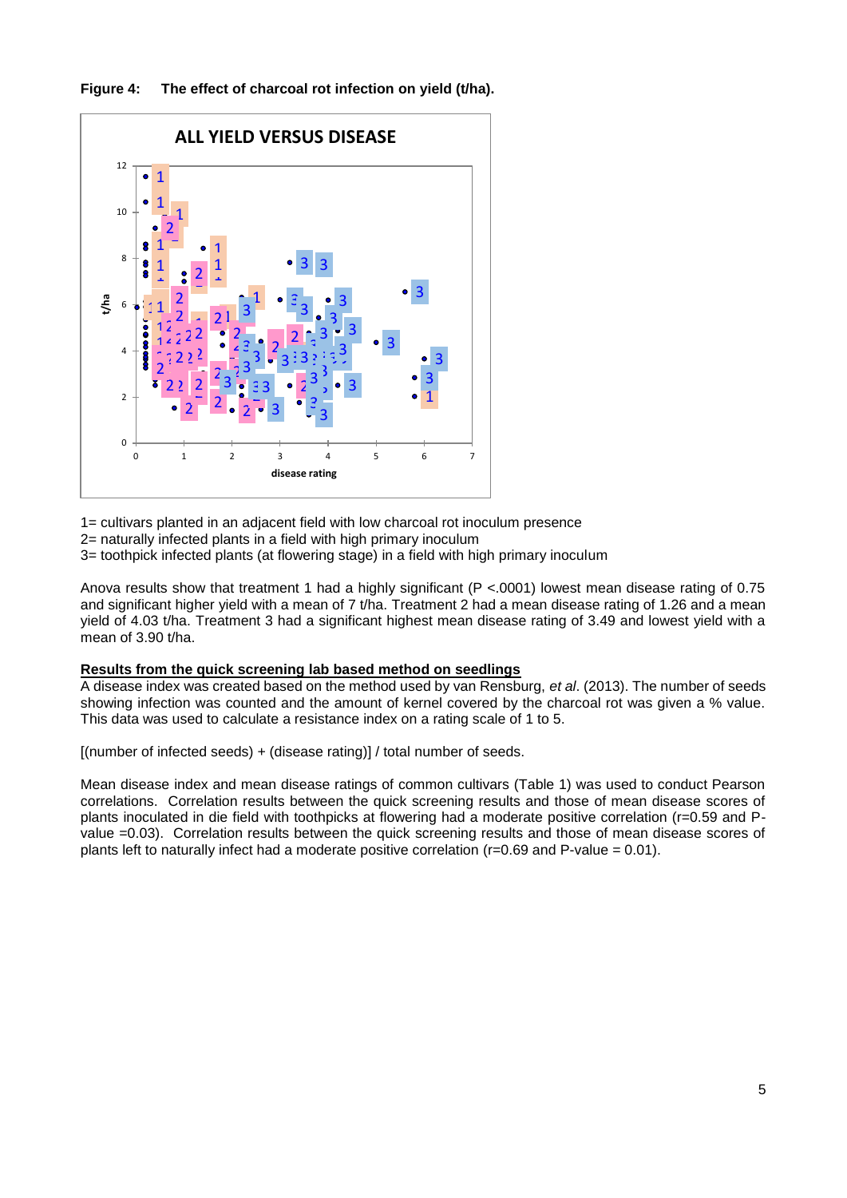**Figure 4: The effect of charcoal rot infection on yield (t/ha).**

1= cultivars planted in an adjacent field with low charcoal rot inoculum presence
2= naturally infected plants in a field with high primary inoculum
3= toothpick infected plants (at flowering stage) in a field with high primary inoculum

Anova results show that treatment 1 had a highly significant ($P < .0001$) lowest mean disease rating of 0.75 and significant higher yield with a mean of 7 t/ha. Treatment 2 had a mean disease rating of 1.26 and a mean yield of 4.03 t/ha. Treatment 3 had a significant highest mean disease rating of 3.49 and lowest yield with a mean of 3.90 t/ha.

**Results from the quick screening lab based method on seedlings**

A disease index was created based on the method used by van Rensburg, *et al*. (2013). The number of seeds showing infection was counted and the amount of kernel covered by the charcoal rot was given a % value. This data was used to calculate a resistance index on a rating scale of 1 to 5.

[(number of infected seeds) + (disease rating)] / total number of seeds.

Mean disease index and mean disease ratings of common cultivars (Table 1) was used to conduct Pearson correlations. Correlation results between the quick screening results and those of mean disease scores of plants inoculated in die field with toothpicks at flowering had a moderate positive correlation ($r=0.59$ and P-value $=0.03$). Correlation results between the quick screening results and those of mean disease scores of plants left to naturally infect had a moderate positive correlation ($r=0.69$ and P-value $= 0.01$).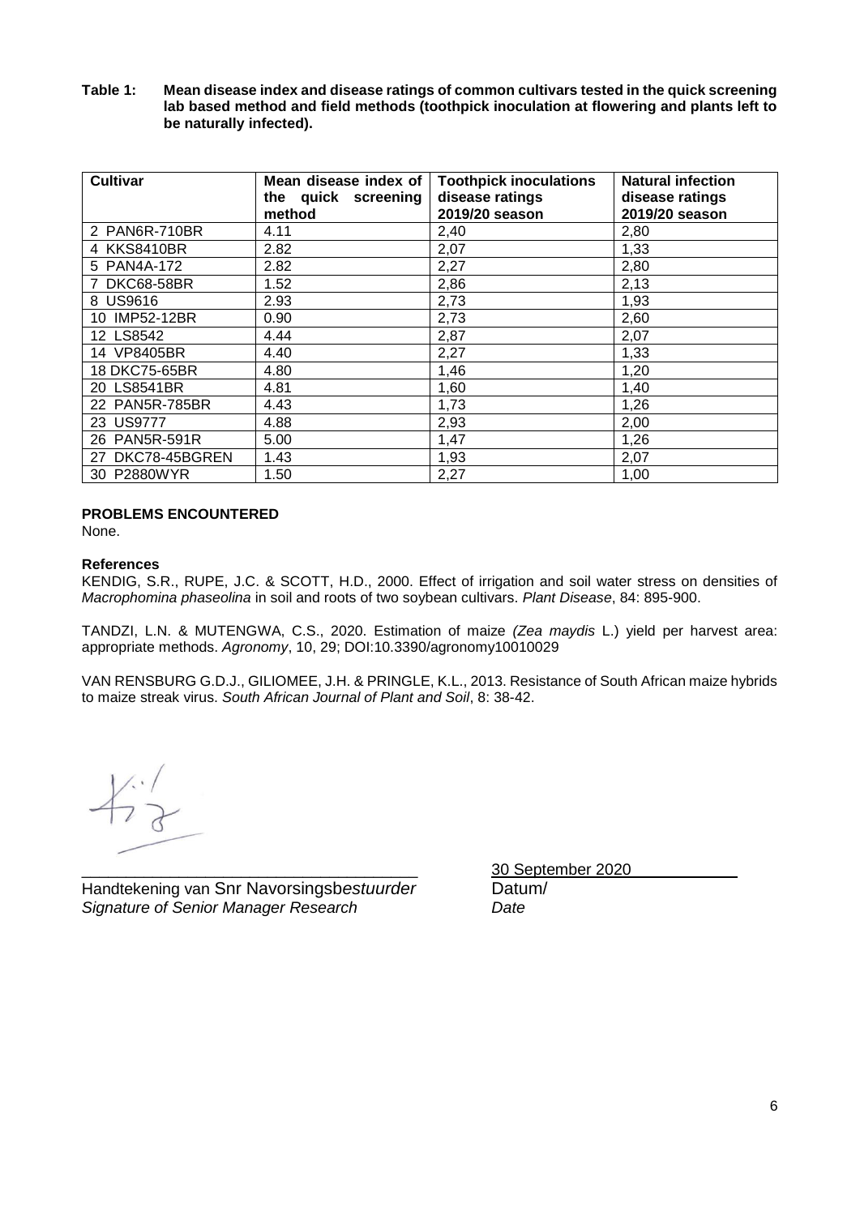**Table 1: Mean disease index and disease ratings of common cultivars tested in the quick screening lab based method and field methods (toothpick inoculation at flowering and plants left to be naturally infected).**

| Cultivar | Mean disease index of the quick screening method | Toothpick inoculations disease ratings 2019/20 season | Natural infection disease ratings 2019/20 season |
|---|---|---|---|
| 2 PAN6R-710BR | 4.11 | 2,40 | 2,80 |
| 4 KKS8410BR | 2.82 | 2,07 | 1,33 |
| 5 PAN4A-172 | 2.82 | 2,27 | 2,80 |
| 7 DKC68-58BR | 1.52 | 2,86 | 2,13 |
| 8 US9616 | 2.93 | 2,73 | 1,93 |
| 10 IMP52-12BR | 0.90 | 2,73 | 2,60 |
| 12 LS8542 | 4.44 | 2,87 | 2,07 |
| 14 VP8405BR | 4.40 | 2,27 | 1,33 |
| 18 DKC75-65BR | 4.80 | 1,46 | 1,20 |
| 20 LS8541BR | 4.81 | 1,60 | 1,40 |
| 22 PAN5R-785BR | 4.43 | 1,73 | 1,26 |
| 23 US9777 | 4.88 | 2,93 | 2,00 |
| 26 PAN5R-591R | 5.00 | 1,47 | 1,26 |
| 27 DKC78-45BGREN | 1.43 | 1,93 | 2,07 |
| 30 P2880WYR | 1.50 | 2,27 | 1,00 |

**PROBLEMS ENCOUNTERED**

None.

**References**

KENDIG, S.R., RUPE, J.C. & SCOTT, H.D., 2000. Effect of irrigation and soil water stress on densities of *Macrophomina phaseolina* in soil and roots of two soybean cultivars. *Plant Disease*, 84: 895-900.

TANDZI, L.N. & MUTENGWA, C.S., 2020. Estimation of maize *(Zea maydis* L.) yield per harvest area: appropriate methods. *Agronomy*, 10, 29; DOI:10.3390/agronomy10010029

VAN RENSBURG G.D.J., GILIOMEE, J.H. & PRINGLE, K.L., 2013. Resistance of South African maize hybrids to maize streak virus. *South African Journal of Plant and Soil*, 8: 38-42.

Handtekening van Snr Navorsingsb*estuurder*
*Signature of Senior Manager Research*

30 September 2020
Datum/
*Date*